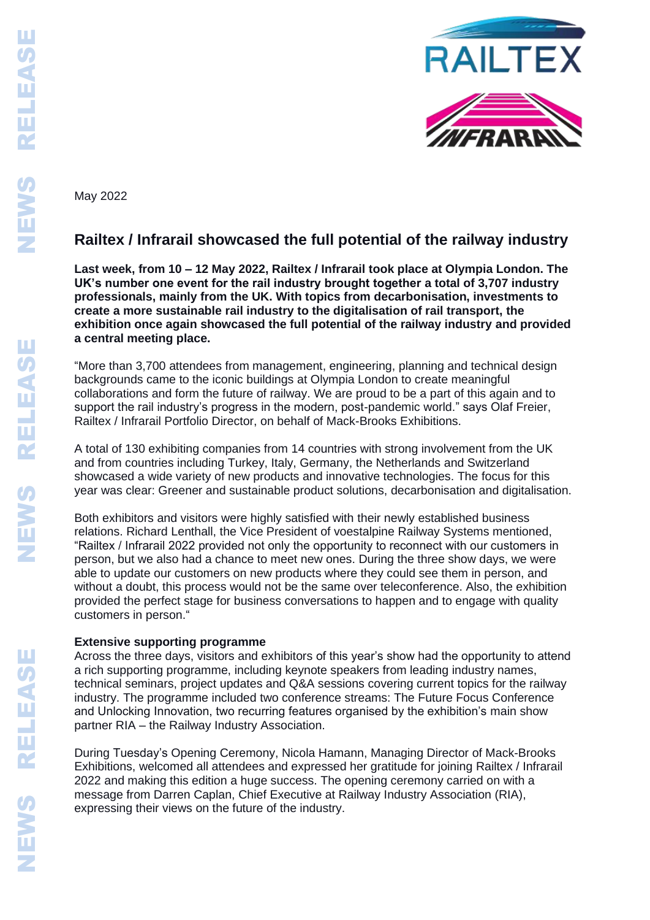May 2022

## Railtex / Infrarail showcased the full potential of the railway industry

**Last week, from 10 – 12 May 2022, Railtex / Infrarail took place at Olympia London. The UK's number one event for the rail industry brought together a total of 3,707 industry professionals, mainly from the UK. With topics from decarbonisation, investments to create a more sustainable rail industry to the digitalisation of rail transport, the exhibition once again showcased the full potential of the railway industry and provided a central meeting place.**

"More than 3,700 attendees from management, engineering, planning and technical design backgrounds came to the iconic buildings at Olympia London to create meaningful collaborations and form the future of railway. We are proud to be a part of this again and to support the rail industry's progress in the modern, post-pandemic world." says Olaf Freier, Railtex / Infrarail Portfolio Director, on behalf of Mack-Brooks Exhibitions.

A total of 130 exhibiting companies from 14 countries with strong involvement from the UK and from countries including Turkey, Italy, Germany, the Netherlands and Switzerland showcased a wide variety of new products and innovative technologies. The focus for this year was clear: Greener and sustainable product solutions, decarbonisation and digitalisation.

Both exhibitors and visitors were highly satisfied with their newly established business relations. Richard Lenthall, the Vice President of voestalpine Railway Systems mentioned, "Railtex / Infrarail 2022 provided not only the opportunity to reconnect with our customers in person, but we also had a chance to meet new ones. During the three show days, we were able to update our customers on new products where they could see them in person, and without a doubt, this process would not be the same over teleconference. Also, the exhibition provided the perfect stage for business conversations to happen and to engage with quality customers in person."

**Extensive supporting programme**

Across the three days, visitors and exhibitors of this year's show had the opportunity to attend a rich supporting programme, including keynote speakers from leading industry names, technical seminars, project updates and Q&A sessions covering current topics for the railway industry. The programme included two conference streams: The Future Focus Conference and Unlocking Innovation, two recurring features organised by the exhibition's main show partner RIA – the Railway Industry Association.

During Tuesday's Opening Ceremony, Nicola Hamann, Managing Director of Mack-Brooks Exhibitions, welcomed all attendees and expressed her gratitude for joining Railtex / Infrarail 2022 and making this edition a huge success. The opening ceremony carried on with a message from Darren Caplan, Chief Executive at Railway Industry Association (RIA), expressing their views on the future of the industry.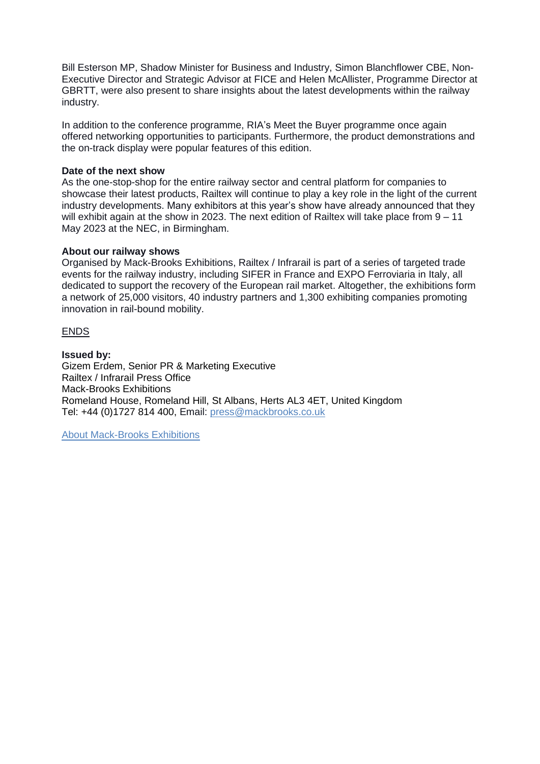Bill Esterson MP, Shadow Minister for Business and Industry, Simon Blanchflower CBE, Non-Executive Director and Strategic Advisor at FICE and Helen McAllister, Programme Director at GBRTT, were also present to share insights about the latest developments within the railway industry.

In addition to the conference programme, RIA's Meet the Buyer programme once again offered networking opportunities to participants. Furthermore, the product demonstrations and the on-track display were popular features of this edition.

**Date of the next show**

As the one-stop-shop for the entire railway sector and central platform for companies to showcase their latest products, Railtex will continue to play a key role in the light of the current industry developments. Many exhibitors at this year's show have already announced that they will exhibit again at the show in 2023. The next edition of Railtex will take place from 9 – 11 May 2023 at the NEC, in Birmingham.

**About our railway shows**

Organised by Mack-Brooks Exhibitions, Railtex / Infrarail is part of a series of targeted trade events for the railway industry, including SIFER in France and EXPO Ferroviaria in Italy, all dedicated to support the recovery of the European rail market. Altogether, the exhibitions form a network of 25,000 visitors, 40 industry partners and 1,300 exhibiting companies promoting innovation in rail-bound mobility.

ENDS

**Issued by:**

Gizem Erdem, Senior PR & Marketing Executive
Railtex / Infrarail Press Office
Mack-Brooks Exhibitions
Romeland House, Romeland Hill, St Albans, Herts AL3 4ET, United Kingdom
Tel: +44 (0)1727 814 400, Email: press@mackbrooks.co.uk

About Mack-Brooks Exhibitions